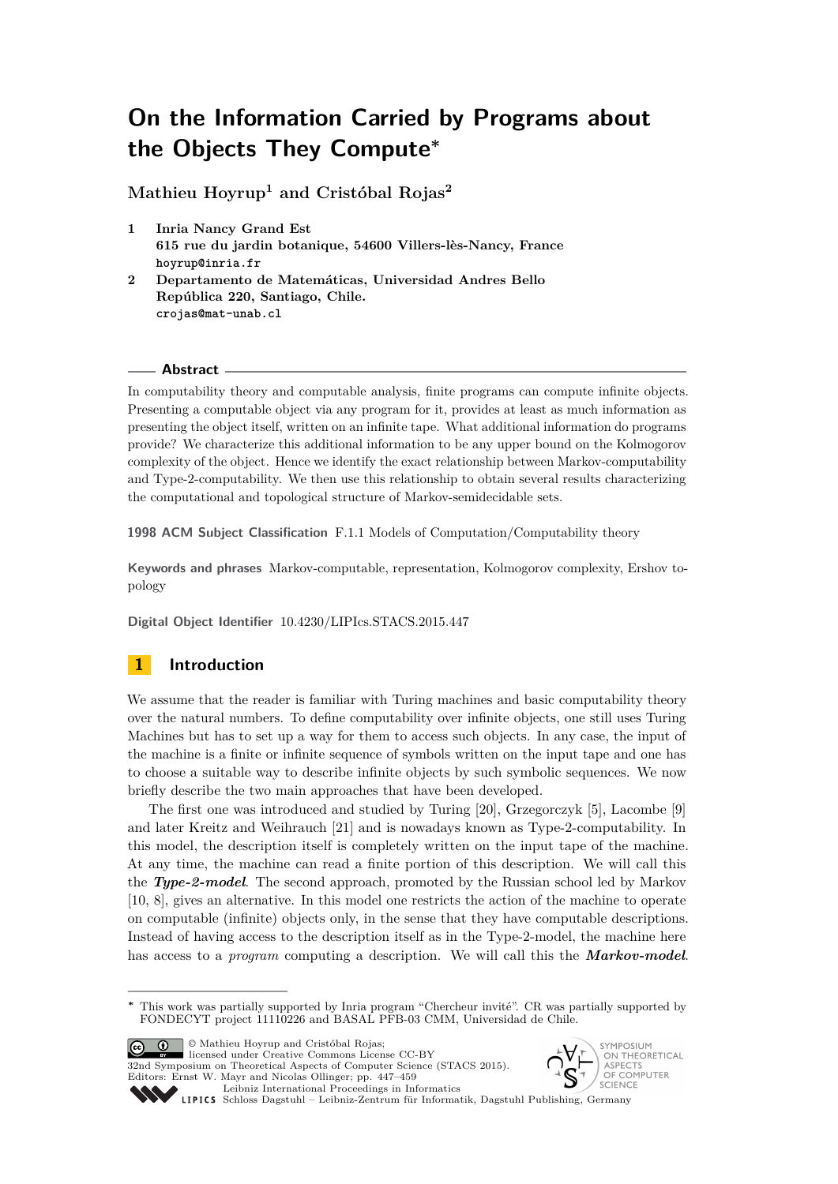# On the Information Carried by Programs about the Objects They Compute*

**Mathieu Hoyrup[1] and Cristóbal Rojas[2]**

1. **Inria Nancy Grand Est**
   **615 rue du jardin botanique, 54600 Villers-lès-Nancy, France**
   hoyrup@inria.fr
2. **Departamento de Matemáticas, Universidad Andres Bello**
   **República 220, Santiago, Chile.**
   crojas@mat-unab.cl

## Abstract

In computability theory and computable analysis, finite programs can compute infinite objects. Presenting a computable object via any program for it, provides at least as much information as presenting the object itself, written on an infinite tape. What additional information do programs provide? We characterize this additional information to be any upper bound on the Kolmogorov complexity of the object. Hence we identify the exact relationship between Markov-computability and Type-2-computability. We then use this relationship to obtain several results characterizing the computational and topological structure of Markov-semidecidable sets.

**1998 ACM Subject Classification** F.1.1 Models of Computation/Computability theory

**Keywords and phrases** Markov-computable, representation, Kolmogorov complexity, Ershov topology

**Digital Object Identifier** 10.4230/LIPIcs.STACS.2015.447

## 1 Introduction

We assume that the reader is familiar with Turing machines and basic computability theory over the natural numbers. To define computability over infinite objects, one still uses Turing Machines but has to set up a way for them to access such objects. In any case, the input of the machine is a finite or infinite sequence of symbols written on the input tape and one has to choose a suitable way to describe infinite objects by such symbolic sequences. We now briefly describe the two main approaches that have been developed.

The first one was introduced and studied by Turing [20], Grzegorczyk [5], Lacombe [9] and later Kreitz and Weihrauch [21] and is nowadays known as Type-2-computability. In this model, the description itself is completely written on the input tape of the machine. At any time, the machine can read a finite portion of this description. We will call this the ***Type-2-model***. The second approach, promoted by the Russian school led by Markov [10, 8], gives an alternative. In this model one restricts the action of the machine to operate on computable (infinite) objects only, in the sense that they have computable descriptions. Instead of having access to the description itself as in the Type-2-model, the machine here has access to a *program* computing a description. We will call this the ***Markov-model***.

---

* This work was partially supported by Inria program "Chercheur invité". CR was partially supported by FONDECYT project 11110226 and BASAL PFB-03 CMM, Universidad de Chile.

© Mathieu Hoyrup and Cristóbal Rojas; licensed under Creative Commons License CC-BY
32nd Symposium on Theoretical Aspects of Computer Science (STACS 2015).
Editors: Ernst W. Mayr and Nicolas Ollinger; pp. 447–459
Leibniz International Proceedings in Informatics
Schloss Dagstuhl – Leibniz-Zentrum für Informatik, Dagstuhl Publishing, Germany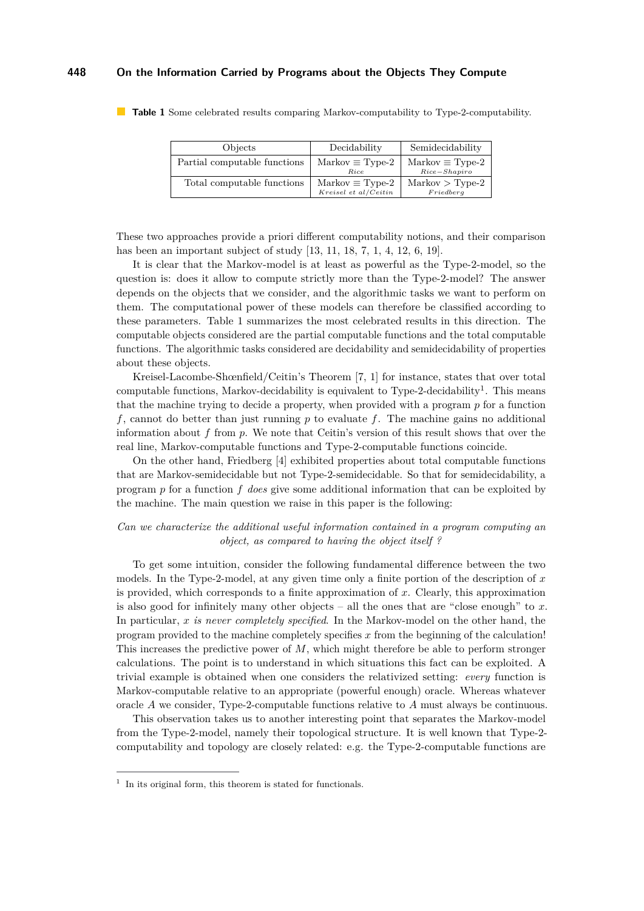**Table 1** Some celebrated results comparing Markov-computability to Type-2-computability.

| Objects | Decidability | Semidecidability |
|---|---|---|
| Partial computable functions | Markov $\equiv$ Type-2 *Rice* | Markov $\equiv$ Type-2 *Rice−Shapiro* |
| Total computable functions | Markov $\equiv$ Type-2 *Kreisel et al/Ceitin* | Markov $>$ Type-2 *Friedberg* |

These two approaches provide a priori different computability notions, and their comparison has been an important subject of study [13, 11, 18, 7, 1, 4, 12, 6, 19].

It is clear that the Markov-model is at least as powerful as the Type-2-model, so the question is: does it allow to compute strictly more than the Type-2-model? The answer depends on the objects that we consider, and the algorithmic tasks we want to perform on them. The computational power of these models can therefore be classified according to these parameters. Table 1 summarizes the most celebrated results in this direction. The computable objects considered are the partial computable functions and the total computable functions. The algorithmic tasks considered are decidability and semidecidability of properties about these objects.

Kreisel-Lacombe-Shœnfield/Ceitin's Theorem [7, 1] for instance, states that over total computable functions, Markov-decidability is equivalent to Type-2-decidability[1]. This means that the machine trying to decide a property, when provided with a program $p$ for a function $f$, cannot do better than just running $p$ to evaluate $f$. The machine gains no additional information about $f$ from $p$. We note that Ceitin's version of this result shows that over the real line, Markov-computable functions and Type-2-computable functions coincide.

On the other hand, Friedberg [4] exhibited properties about total computable functions that are Markov-semidecidable but not Type-2-semidecidable. So that for semidecidability, a program $p$ for a function $f$ *does* give some additional information that can be exploited by the machine. The main question we raise in this paper is the following:

*Can we characterize the additional useful information contained in a program computing an object, as compared to having the object itself ?*

To get some intuition, consider the following fundamental difference between the two models. In the Type-2-model, at any given time only a finite portion of the description of $x$ is provided, which corresponds to a finite approximation of $x$. Clearly, this approximation is also good for infinitely many other objects – all the ones that are "close enough" to $x$. In particular, $x$ *is never completely specified*. In the Markov-model on the other hand, the program provided to the machine completely specifies $x$ from the beginning of the calculation! This increases the predictive power of $M$, which might therefore be able to perform stronger calculations. The point is to understand in which situations this fact can be exploited. A trivial example is obtained when one considers the relativized setting: *every* function is Markov-computable relative to an appropriate (powerful enough) oracle. Whereas whatever oracle $A$ we consider, Type-2-computable functions relative to $A$ must always be continuous.

This observation takes us to another interesting point that separates the Markov-model from the Type-2-model, namely their topological structure. It is well known that Type-2-computability and topology are closely related: e.g. the Type-2-computable functions are

[1] In its original form, this theorem is stated for functionals.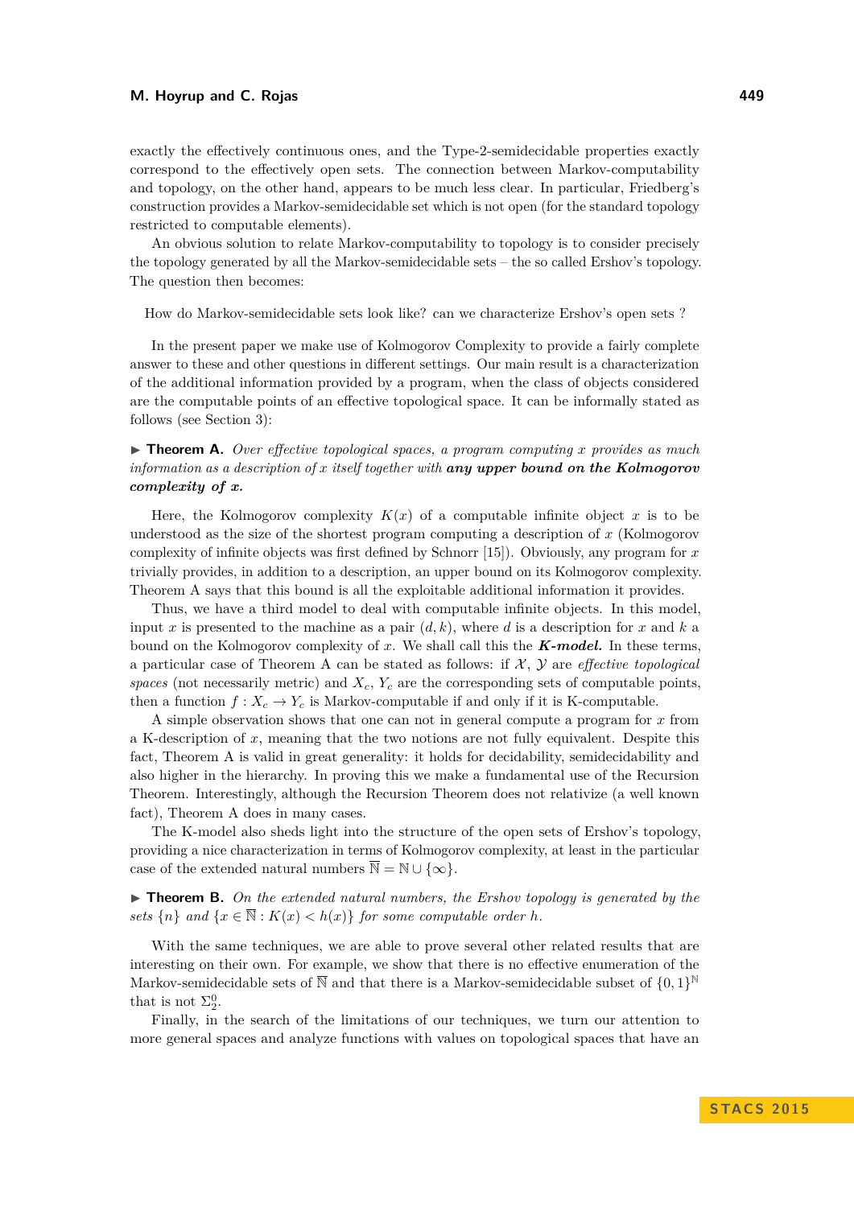exactly the effectively continuous ones, and the Type-2-semidecidable properties exactly correspond to the effectively open sets. The connection between Markov-computability and topology, on the other hand, appears to be much less clear. In particular, Friedberg's construction provides a Markov-semidecidable set which is not open (for the standard topology restricted to computable elements).

An obvious solution to relate Markov-computability to topology is to consider precisely the topology generated by all the Markov-semidecidable sets – the so called Ershov's topology. The question then becomes:

How do Markov-semidecidable sets look like? can we characterize Ershov's open sets ?

In the present paper we make use of Kolmogorov Complexity to provide a fairly complete answer to these and other questions in different settings. Our main result is a characterization of the additional information provided by a program, when the class of objects considered are the computable points of an effective topological space. It can be informally stated as follows (see Section 3):

▶ **Theorem A.** *Over effective topological spaces, a program computing $x$ provides as much information as a description of $x$ itself together with* ***any upper bound on the Kolmogorov complexity of $x$.***

Here, the Kolmogorov complexity $K(x)$ of a computable infinite object $x$ is to be understood as the size of the shortest program computing a description of $x$ (Kolmogorov complexity of infinite objects was first defined by Schnorr [15]). Obviously, any program for $x$ trivially provides, in addition to a description, an upper bound on its Kolmogorov complexity. Theorem A says that this bound is all the exploitable additional information it provides.

Thus, we have a third model to deal with computable infinite objects. In this model, input $x$ is presented to the machine as a pair $(d, k)$, where $d$ is a description for $x$ and $k$ a bound on the Kolmogorov complexity of $x$. We shall call this the ***K-model.*** In these terms, a particular case of Theorem A can be stated as follows: if $\mathcal{X}$, $\mathcal{Y}$ are *effective topological spaces* (not necessarily metric) and $X_c$, $Y_c$ are the corresponding sets of computable points, then a function $f : X_c \to Y_c$ is Markov-computable if and only if it is K-computable.

A simple observation shows that one can not in general compute a program for $x$ from a K-description of $x$, meaning that the two notions are not fully equivalent. Despite this fact, Theorem A is valid in great generality: it holds for decidability, semidecidability and also higher in the hierarchy. In proving this we make a fundamental use of the Recursion Theorem. Interestingly, although the Recursion Theorem does not relativize (a well known fact), Theorem A does in many cases.

The K-model also sheds light into the structure of the open sets of Ershov's topology, providing a nice characterization in terms of Kolmogorov complexity, at least in the particular case of the extended natural numbers $\overline{\mathbb{N}} = \mathbb{N} \cup \{\infty\}$.

▶ **Theorem B.** *On the extended natural numbers, the Ershov topology is generated by the sets $\{n\}$ and $\{x \in \overline{\mathbb{N}} : K(x) < h(x)\}$ for some computable order $h$.*

With the same techniques, we are able to prove several other related results that are interesting on their own. For example, we show that there is no effective enumeration of the Markov-semidecidable sets of $\overline{\mathbb{N}}$ and that there is a Markov-semidecidable subset of $\{0, 1\}^{\mathbb{N}}$ that is not $\Sigma^0_2$.

Finally, in the search of the limitations of our techniques, we turn our attention to more general spaces and analyze functions with values on topological spaces that have an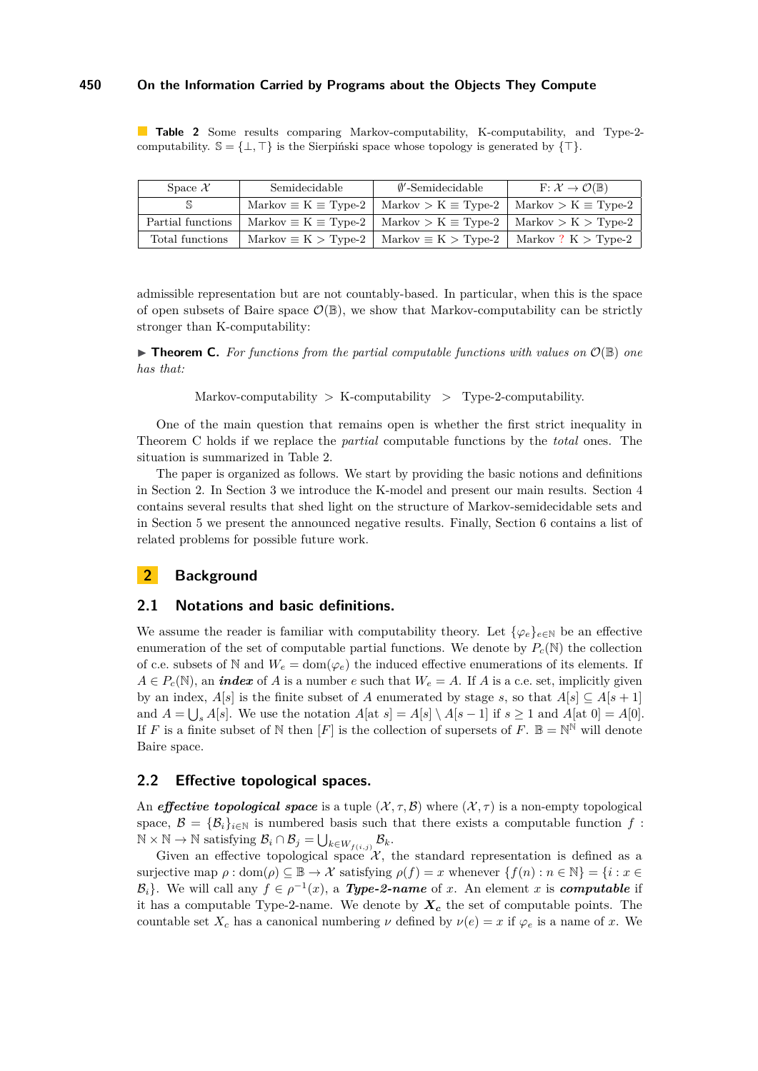**Table 2** Some results comparing Markov-computability, K-computability, and Type-2-computability. $\mathbb{S} = \{\bot, \top\}$ is the Sierpiński space whose topology is generated by $\{\top\}$.

| Space $\mathcal{X}$ | Semidecidable | $\emptyset'$-Semidecidable | F: $\mathcal{X} \to \mathcal{O}(\mathbb{B})$ |
|---|---|---|---|
| $\mathbb{S}$ | Markov $\equiv$ K $\equiv$ Type-2 | Markov $>$ K $\equiv$ Type-2 | Markov $>$ K $\equiv$ Type-2 |
| Partial functions | Markov $\equiv$ K $\equiv$ Type-2 | Markov $>$ K $\equiv$ Type-2 | Markov $>$ K $>$ Type-2 |
| Total functions | Markov $\equiv$ K $>$ Type-2 | Markov $\equiv$ K $>$ Type-2 | Markov ? K $>$ Type-2 |

admissible representation but are not countably-based. In particular, when this is the space of open subsets of Baire space $\mathcal{O}(\mathbb{B})$, we show that Markov-computability can be strictly stronger than K-computability:

▶ **Theorem C.** *For functions from the partial computable functions with values on $\mathcal{O}(\mathbb{B})$ one has that:*

$$\text{Markov-computability} \; > \; \text{K-computability} \; > \; \text{Type-2-computability}.$$

One of the main question that remains open is whether the first strict inequality in Theorem C holds if we replace the *partial* computable functions by the *total* ones. The situation is summarized in Table 2.

The paper is organized as follows. We start by providing the basic notions and definitions in Section 2. In Section 3 we introduce the K-model and present our main results. Section 4 contains several results that shed light on the structure of Markov-semidecidable sets and in Section 5 we present the announced negative results. Finally, Section 6 contains a list of related problems for possible future work.

## 2 Background

### 2.1 Notations and basic definitions.

We assume the reader is familiar with computability theory. Let $\{\varphi_e\}_{e\in\mathbb{N}}$ be an effective enumeration of the set of computable partial functions. We denote by $P_c(\mathbb{N})$ the collection of c.e. subsets of $\mathbb{N}$ and $W_e = \mathrm{dom}(\varphi_e)$ the induced effective enumerations of its elements. If $A \in P_c(\mathbb{N})$, an ***index*** of $A$ is a number $e$ such that $W_e = A$. If $A$ is a c.e. set, implicitly given by an index, $A[s]$ is the finite subset of $A$ enumerated by stage $s$, so that $A[s] \subseteq A[s+1]$ and $A = \bigcup_s A[s]$. We use the notation $A[\text{at } s] = A[s] \setminus A[s-1]$ if $s \geq 1$ and $A[\text{at } 0] = A[0]$. If $F$ is a finite subset of $\mathbb{N}$ then $[F]$ is the collection of supersets of $F$. $\mathbb{B} = \mathbb{N}^{\mathbb{N}}$ will denote Baire space.

### 2.2 Effective topological spaces.

An ***effective topological space*** is a tuple $(\mathcal{X}, \tau, \mathcal{B})$ where $(\mathcal{X}, \tau)$ is a non-empty topological space, $\mathcal{B} = \{\mathcal{B}_i\}_{i\in\mathbb{N}}$ is numbered basis such that there exists a computable function $f$ : $\mathbb{N} \times \mathbb{N} \to \mathbb{N}$ satisfying $\mathcal{B}_i \cap \mathcal{B}_j = \bigcup_{k\in W_{f(i,j)}} \mathcal{B}_k$.

Given an effective topological space $\mathcal{X}$, the standard representation is defined as a surjective map $\rho : \mathrm{dom}(\rho) \subseteq \mathbb{B} \to \mathcal{X}$ satisfying $\rho(f) = x$ whenever $\{f(n) : n \in \mathbb{N}\} = \{i : x \in \mathcal{B}_i\}$. We will call any $f \in \rho^{-1}(x)$, a ***Type-2-name*** of $x$. An element $x$ is ***computable*** if it has a computable Type-2-name. We denote by $\boldsymbol{X_c}$ the set of computable points. The countable set $X_c$ has a canonical numbering $\nu$ defined by $\nu(e) = x$ if $\varphi_e$ is a name of $x$. We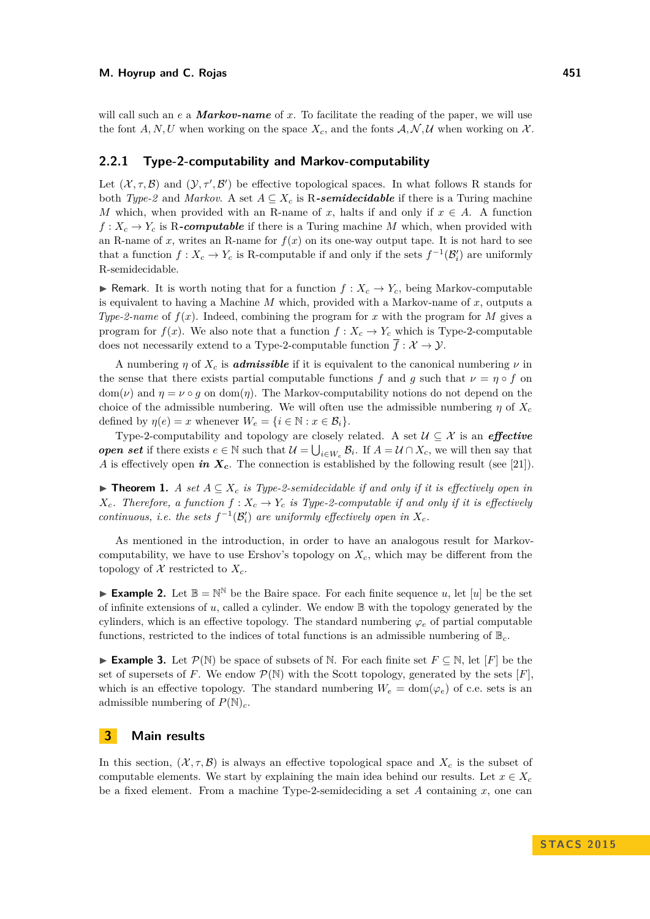will call such an $e$ a ***Markov-name*** of $x$. To facilitate the reading of the paper, we will use the font $A, N, U$ when working on the space $X_c$, and the fonts $\mathcal{A}, \mathcal{N}, \mathcal{U}$ when working on $\mathcal{X}$.

### 2.2.1 Type-2-computability and Markov-computability

Let $(\mathcal{X}, \tau, \mathcal{B})$ and $(\mathcal{Y}, \tau', \mathcal{B}')$ be effective topological spaces. In what follows R stands for both *Type-2* and *Markov*. A set $A \subseteq X_c$ is R-***semidecidable*** if there is a Turing machine $M$ which, when provided with an R-name of $x$, halts if and only if $x \in A$. A function $f : X_c \to Y_c$ is R-***computable*** if there is a Turing machine $M$ which, when provided with an R-name of $x$, writes an R-name for $f(x)$ on its one-way output tape. It is not hard to see that a function $f : X_c \to Y_c$ is R-computable if and only if the sets $f^{-1}(\mathcal{B}'_i)$ are uniformly R-semidecidable.

▶ Remark. It is worth noting that for a function $f : X_c \to Y_c$, being Markov-computable is equivalent to having a Machine $M$ which, provided with a Markov-name of $x$, outputs a *Type-2-name* of $f(x)$. Indeed, combining the program for $x$ with the program for $M$ gives a program for $f(x)$. We also note that a function $f : X_c \to Y_c$ which is Type-2-computable does not necessarily extend to a Type-2-computable function $\overline{f} : \mathcal{X} \to \mathcal{Y}$.

A numbering $\eta$ of $X_c$ is ***admissible*** if it is equivalent to the canonical numbering $\nu$ in the sense that there exists partial computable functions $f$ and $g$ such that $\nu = \eta \circ f$ on $\mathrm{dom}(\nu)$ and $\eta = \nu \circ g$ on $\mathrm{dom}(\eta)$. The Markov-computability notions do not depend on the choice of the admissible numbering. We will often use the admissible numbering $\eta$ of $X_c$ defined by $\eta(e) = x$ whenever $W_e = \{i \in \mathbb{N} : x \in \mathcal{B}_i\}$.

Type-2-computability and topology are closely related. A set $\mathcal{U} \subseteq \mathcal{X}$ is an ***effective open set*** if there exists $e \in \mathbb{N}$ such that $\mathcal{U} = \bigcup_{i \in W_e} \mathcal{B}_i$. If $A = \mathcal{U} \cap X_c$, we will then say that $A$ is effectively open ***in*** $\boldsymbol{X_c}$. The connection is established by the following result (see [21]).

▶ **Theorem 1.** *A set $A \subseteq X_c$ is Type-2-semidecidable if and only if it is effectively open in $X_c$. Therefore, a function $f : X_c \to Y_c$ is Type-2-computable if and only if it is effectively continuous, i.e. the sets $f^{-1}(\mathcal{B}'_i)$ are uniformly effectively open in $X_c$.*

As mentioned in the introduction, in order to have an analogous result for Markov-computability, we have to use Ershov's topology on $X_c$, which may be different from the topology of $\mathcal{X}$ restricted to $X_c$.

▶ **Example 2.** Let $\mathbb{B} = \mathbb{N}^{\mathbb{N}}$ be the Baire space. For each finite sequence $u$, let $[u]$ be the set of infinite extensions of $u$, called a cylinder. We endow $\mathbb{B}$ with the topology generated by the cylinders, which is an effective topology. The standard numbering $\varphi_e$ of partial computable functions, restricted to the indices of total functions is an admissible numbering of $\mathbb{B}_c$.

▶ **Example 3.** Let $\mathcal{P}(\mathbb{N})$ be space of subsets of $\mathbb{N}$. For each finite set $F \subseteq \mathbb{N}$, let $[F]$ be the set of supersets of $F$. We endow $\mathcal{P}(\mathbb{N})$ with the Scott topology, generated by the sets $[F]$, which is an effective topology. The standard numbering $W_e = \mathrm{dom}(\varphi_e)$ of c.e. sets is an admissible numbering of $P(\mathbb{N})_c$.

## 3 Main results

In this section, $(\mathcal{X}, \tau, \mathcal{B})$ is always an effective topological space and $X_c$ is the subset of computable elements. We start by explaining the main idea behind our results. Let $x \in X_c$ be a fixed element. From a machine Type-2-semideciding a set $A$ containing $x$, one can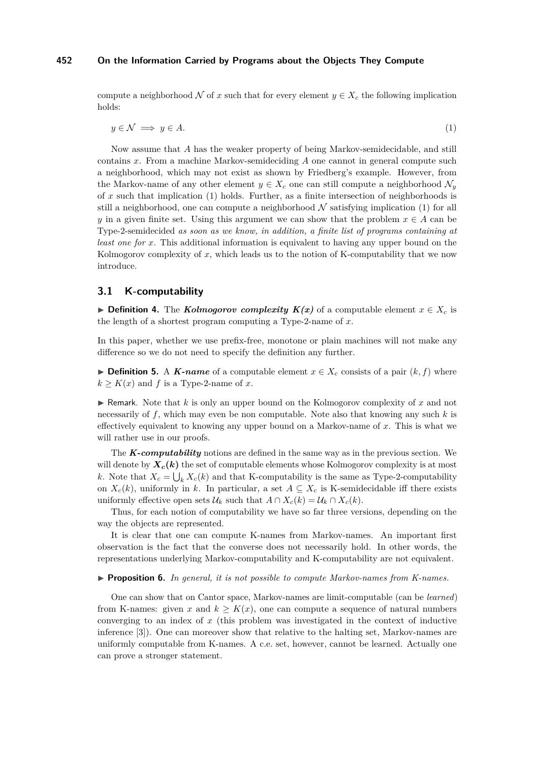compute a neighborhood $\mathcal{N}$ of $x$ such that for every element $y \in X_c$ the following implication holds:

$$y \in \mathcal{N} \implies y \in A. \tag{1}$$

Now assume that $A$ has the weaker property of being Markov-semidecidable, and still contains $x$. From a machine Markov-semideciding $A$ one cannot in general compute such a neighborhood, which may not exist as shown by Friedberg's example. However, from the Markov-name of any other element $y \in X_c$ one can still compute a neighborhood $\mathcal{N}_y$ of $x$ such that implication (1) holds. Further, as a finite intersection of neighborhoods is still a neighborhood, one can compute a neighborhood $\mathcal{N}$ satisfying implication (1) for all $y$ in a given finite set. Using this argument we can show that the problem $x \in A$ can be Type-2-semidecided *as soon as we know, in addition, a finite list of programs containing at least one for $x$*. This additional information is equivalent to having any upper bound on the Kolmogorov complexity of $x$, which leads us to the notion of K-computability that we now introduce.

## 3.1 K-computability

▶ **Definition 4.** The ***Kolmogorov complexity $K(x)$*** of a computable element $x \in X_c$ is the length of a shortest program computing a Type-2-name of $x$.

In this paper, whether we use prefix-free, monotone or plain machines will not make any difference so we do not need to specify the definition any further.

▶ **Definition 5.** A ***K-name*** of a computable element $x \in X_c$ consists of a pair $(k, f)$ where $k \geq K(x)$ and $f$ is a Type-2-name of $x$.

▶ Remark. Note that $k$ is only an upper bound on the Kolmogorov complexity of $x$ and not necessarily of $f$, which may even be non computable. Note also that knowing any such $k$ is effectively equivalent to knowing any upper bound on a Markov-name of $x$. This is what we will rather use in our proofs.

The ***K-computability*** notions are defined in the same way as in the previous section. We will denote by $\boldsymbol{X_c(k)}$ the set of computable elements whose Kolmogorov complexity is at most $k$. Note that $X_c = \bigcup_k X_c(k)$ and that K-computability is the same as Type-2-computability on $X_c(k)$, uniformly in $k$. In particular, a set $A \subseteq X_c$ is K-semidecidable iff there exists uniformly effective open sets $\mathcal{U}_k$ such that $A \cap X_c(k) = \mathcal{U}_k \cap X_c(k)$.

Thus, for each notion of computability we have so far three versions, depending on the way the objects are represented.

It is clear that one can compute K-names from Markov-names. An important first observation is the fact that the converse does not necessarily hold. In other words, the representations underlying Markov-computability and K-computability are not equivalent.

▶ **Proposition 6.** *In general, it is not possible to compute Markov-names from K-names.*

One can show that on Cantor space, Markov-names are limit-computable (can be *learned*) from K-names: given $x$ and $k \geq K(x)$, one can compute a sequence of natural numbers converging to an index of $x$ (this problem was investigated in the context of inductive inference [3]). One can moreover show that relative to the halting set, Markov-names are uniformly computable from K-names. A c.e. set, however, cannot be learned. Actually one can prove a stronger statement.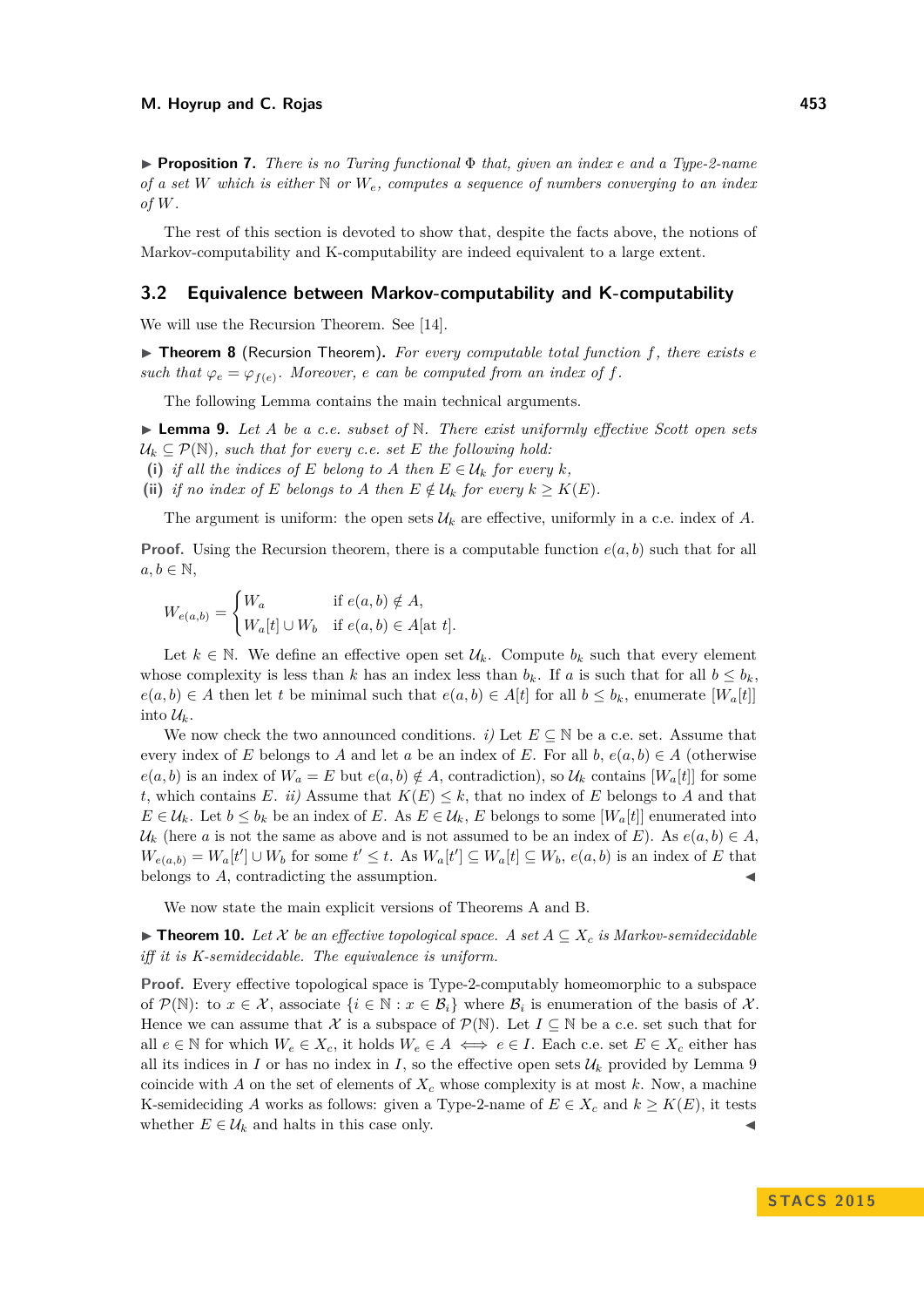▶ **Proposition 7.** *There is no Turing functional $\Phi$ that, given an index $e$ and a Type-2-name of a set $W$ which is either $\mathbb{N}$ or $W_e$, computes a sequence of numbers converging to an index of $W$.*

The rest of this section is devoted to show that, despite the facts above, the notions of Markov-computability and K-computability are indeed equivalent to a large extent.

## 3.2 Equivalence between Markov-computability and K-computability

We will use the Recursion Theorem. See [14].

▶ **Theorem 8** (Recursion Theorem). *For every computable total function $f$, there exists $e$ such that $\varphi_e = \varphi_{f(e)}$. Moreover, $e$ can be computed from an index of $f$.*

The following Lemma contains the main technical arguments.

▶ **Lemma 9.** *Let $A$ be a c.e. subset of $\mathbb{N}$. There exist uniformly effective Scott open sets $\mathcal{U}_k \subseteq \mathcal{P}(\mathbb{N})$, such that for every c.e. set $E$ the following hold:*
**(i)** *if all the indices of $E$ belong to $A$ then $E \in \mathcal{U}_k$ for every $k$,*
**(ii)** *if no index of $E$ belongs to $A$ then $E \notin \mathcal{U}_k$ for every $k \geq K(E)$.*

The argument is uniform: the open sets $\mathcal{U}_k$ are effective, uniformly in a c.e. index of $A$.

**Proof.** Using the Recursion theorem, there is a computable function $e(a,b)$ such that for all $a, b \in \mathbb{N}$,

$$W_{e(a,b)} = \begin{cases} W_a & \text{if } e(a,b) \notin A, \\ W_a[t] \cup W_b & \text{if } e(a,b) \in A[\text{at } t]. \end{cases}$$

Let $k \in \mathbb{N}$. We define an effective open set $\mathcal{U}_k$. Compute $b_k$ such that every element whose complexity is less than $k$ has an index less than $b_k$. If $a$ is such that for all $b \leq b_k$, $e(a,b) \in A$ then let $t$ be minimal such that $e(a,b) \in A[t]$ for all $b \leq b_k$, enumerate $[W_a[t]]$ into $\mathcal{U}_k$.

We now check the two announced conditions. *i)* Let $E \subseteq \mathbb{N}$ be a c.e. set. Assume that every index of $E$ belongs to $A$ and let $a$ be an index of $E$. For all $b$, $e(a,b) \in A$ (otherwise $e(a,b)$ is an index of $W_a = E$ but $e(a,b) \notin A$, contradiction), so $\mathcal{U}_k$ contains $[W_a[t]]$ for some $t$, which contains $E$. *ii)* Assume that $K(E) \leq k$, that no index of $E$ belongs to $A$ and that $E \in \mathcal{U}_k$. Let $b \leq b_k$ be an index of $E$. As $E \in \mathcal{U}_k$, $E$ belongs to some $[W_a[t]]$ enumerated into $\mathcal{U}_k$ (here $a$ is not the same as above and is not assumed to be an index of $E$). As $e(a,b) \in A$, $W_{e(a,b)} = W_a[t'] \cup W_b$ for some $t' \leq t$. As $W_a[t'] \subseteq W_a[t] \subseteq W_b$, $e(a,b)$ is an index of $E$ that belongs to $A$, contradicting the assumption. ◀

We now state the main explicit versions of Theorems A and B.

▶ **Theorem 10.** *Let $\mathcal{X}$ be an effective topological space. A set $A \subseteq X_c$ is Markov-semidecidable iff it is K-semidecidable. The equivalence is uniform.*

**Proof.** Every effective topological space is Type-2-computably homeomorphic to a subspace of $\mathcal{P}(\mathbb{N})$: to $x \in \mathcal{X}$, associate $\{i \in \mathbb{N} : x \in \mathcal{B}_i\}$ where $\mathcal{B}_i$ is enumeration of the basis of $\mathcal{X}$. Hence we can assume that $\mathcal{X}$ is a subspace of $\mathcal{P}(\mathbb{N})$. Let $I \subseteq \mathbb{N}$ be a c.e. set such that for all $e \in \mathbb{N}$ for which $W_e \in X_c$, it holds $W_e \in A \iff e \in I$. Each c.e. set $E \in X_c$ either has all its indices in $I$ or has no index in $I$, so the effective open sets $\mathcal{U}_k$ provided by Lemma 9 coincide with $A$ on the set of elements of $X_c$ whose complexity is at most $k$. Now, a machine K-semideciding $A$ works as follows: given a Type-2-name of $E \in X_c$ and $k \geq K(E)$, it tests whether $E \in \mathcal{U}_k$ and halts in this case only. ◀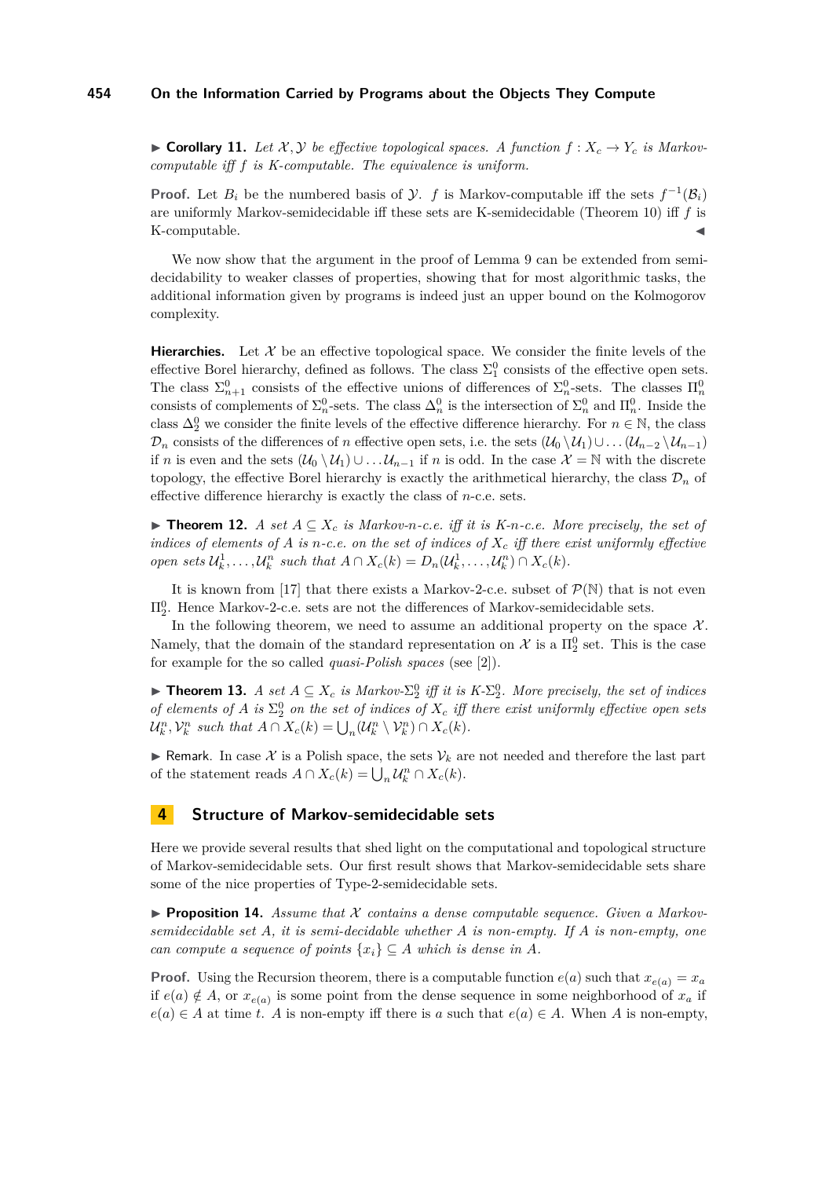▶ **Corollary 11.** *Let $\mathcal{X}, \mathcal{Y}$ be effective topological spaces. A function $f : X_c \to Y_c$ is Markov-computable iff $f$ is K-computable. The equivalence is uniform.*

**Proof.** Let $B_i$ be the numbered basis of $\mathcal{Y}$. $f$ is Markov-computable iff the sets $f^{-1}(\mathcal{B}_i)$ are uniformly Markov-semidecidable iff these sets are K-semidecidable (Theorem 10) iff $f$ is K-computable. ◀

We now show that the argument in the proof of Lemma 9 can be extended from semi-decidability to weaker classes of properties, showing that for most algorithmic tasks, the additional information given by programs is indeed just an upper bound on the Kolmogorov complexity.

**Hierarchies.** Let $\mathcal{X}$ be an effective topological space. We consider the finite levels of the effective Borel hierarchy, defined as follows. The class $\Sigma^0_1$ consists of the effective open sets. The class $\Sigma^0_{n+1}$ consists of the effective unions of differences of $\Sigma^0_n$-sets. The classes $\Pi^0_n$ consists of complements of $\Sigma^0_n$-sets. The class $\Delta^0_n$ is the intersection of $\Sigma^0_n$ and $\Pi^0_n$. Inside the class $\Delta^0_2$ we consider the finite levels of the effective difference hierarchy. For $n \in \mathbb{N}$, the class $\mathcal{D}_n$ consists of the differences of $n$ effective open sets, i.e. the sets $(\mathcal{U}_0 \setminus \mathcal{U}_1) \cup \ldots (\mathcal{U}_{n-2} \setminus \mathcal{U}_{n-1})$ if $n$ is even and the sets $(\mathcal{U}_0 \setminus \mathcal{U}_1) \cup \ldots \mathcal{U}_{n-1}$ if $n$ is odd. In the case $\mathcal{X} = \mathbb{N}$ with the discrete topology, the effective Borel hierarchy is exactly the arithmetical hierarchy, the class $\mathcal{D}_n$ of effective difference hierarchy is exactly the class of $n$-c.e. sets.

▶ **Theorem 12.** *A set $A \subseteq X_c$ is Markov-$n$-c.e. iff it is K-$n$-c.e. More precisely, the set of indices of elements of $A$ is $n$-c.e. on the set of indices of $X_c$ iff there exist uniformly effective open sets $\mathcal{U}^1_k, \ldots, \mathcal{U}^n_k$ such that $A \cap X_c(k) = D_n(\mathcal{U}^1_k, \ldots, \mathcal{U}^n_k) \cap X_c(k)$.*

It is known from [17] that there exists a Markov-2-c.e. subset of $\mathcal{P}(\mathbb{N})$ that is not even $\Pi^0_2$. Hence Markov-2-c.e. sets are not the differences of Markov-semidecidable sets.

In the following theorem, we need to assume an additional property on the space $\mathcal{X}$. Namely, that the domain of the standard representation on $\mathcal{X}$ is a $\Pi^0_2$ set. This is the case for example for the so called *quasi-Polish spaces* (see [2]).

▶ **Theorem 13.** *A set $A \subseteq X_c$ is Markov-$\Sigma^0_2$ iff it is K-$\Sigma^0_2$. More precisely, the set of indices of elements of $A$ is $\Sigma^0_2$ on the set of indices of $X_c$ iff there exist uniformly effective open sets $\mathcal{U}^n_k, \mathcal{V}^n_k$ such that $A \cap X_c(k) = \bigcup_n (\mathcal{U}^n_k \setminus \mathcal{V}^n_k) \cap X_c(k)$.*

▶ Remark. In case $\mathcal{X}$ is a Polish space, the sets $\mathcal{V}_k$ are not needed and therefore the last part of the statement reads $A \cap X_c(k) = \bigcup_n \mathcal{U}^n_k \cap X_c(k)$.

## 4 Structure of Markov-semidecidable sets

Here we provide several results that shed light on the computational and topological structure of Markov-semidecidable sets. Our first result shows that Markov-semidecidable sets share some of the nice properties of Type-2-semidecidable sets.

▶ **Proposition 14.** *Assume that $\mathcal{X}$ contains a dense computable sequence. Given a Markov-semidecidable set $A$, it is semi-decidable whether $A$ is non-empty. If $A$ is non-empty, one can compute a sequence of points $\{x_i\} \subseteq A$ which is dense in $A$.*

**Proof.** Using the Recursion theorem, there is a computable function $e(a)$ such that $x_{e(a)} = x_a$ if $e(a) \notin A$, or $x_{e(a)}$ is some point from the dense sequence in some neighborhood of $x_a$ if $e(a) \in A$ at time $t$. $A$ is non-empty iff there is $a$ such that $e(a) \in A$. When $A$ is non-empty,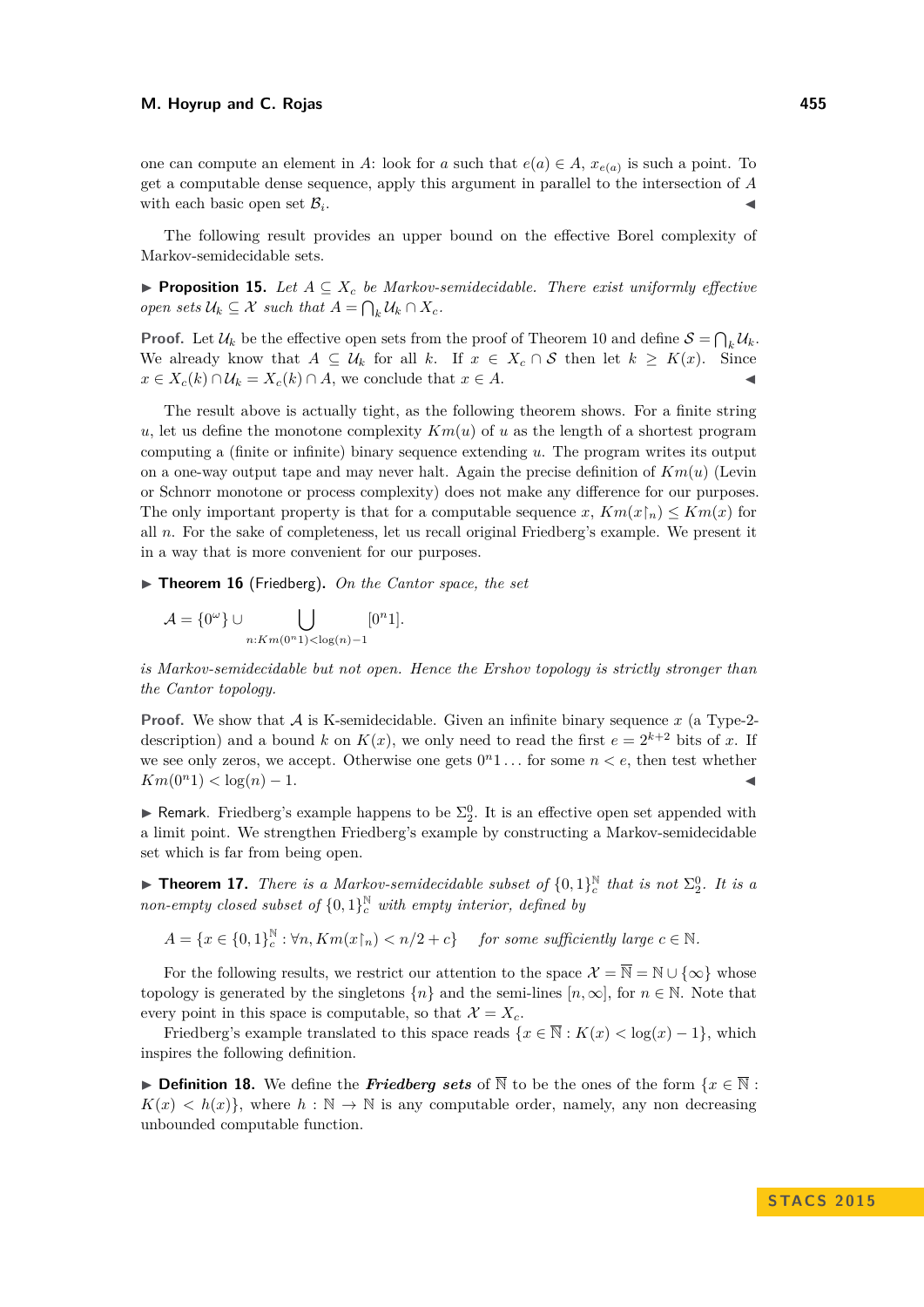one can compute an element in $A$: look for $a$ such that $e(a) \in A$, $x_{e(a)}$ is such a point. To get a computable dense sequence, apply this argument in parallel to the intersection of $A$ with each basic open set $\mathcal{B}_i$. ◂

The following result provides an upper bound on the effective Borel complexity of Markov-semidecidable sets.

▶ **Proposition 15.** *Let $A \subseteq X_c$ be Markov-semidecidable. There exist uniformly effective open sets $\mathcal{U}_k \subseteq \mathcal{X}$ such that $A = \bigcap_k \mathcal{U}_k \cap X_c$.*

**Proof.** Let $\mathcal{U}_k$ be the effective open sets from the proof of Theorem 10 and define $\mathcal{S} = \bigcap_k \mathcal{U}_k$. We already know that $A \subseteq \mathcal{U}_k$ for all $k$. If $x \in X_c \cap \mathcal{S}$ then let $k \geq K(x)$. Since $x \in X_c(k) \cap \mathcal{U}_k = X_c(k) \cap A$, we conclude that $x \in A$. ◂

The result above is actually tight, as the following theorem shows. For a finite string $u$, let us define the monotone complexity $Km(u)$ of $u$ as the length of a shortest program computing a (finite or infinite) binary sequence extending $u$. The program writes its output on a one-way output tape and may never halt. Again the precise definition of $Km(u)$ (Levin or Schnorr monotone or process complexity) does not make any difference for our purposes. The only important property is that for a computable sequence $x$, $Km(x{\restriction}_n) \leq Km(x)$ for all $n$. For the sake of completeness, let us recall original Friedberg's example. We present it in a way that is more convenient for our purposes.

▶ **Theorem 16** (Friedberg)**.** *On the Cantor space, the set*

$$\mathcal{A} = \{0^\omega\} \cup \bigcup_{n : Km(0^n 1) < \log(n) - 1} [0^n 1].$$

*is Markov-semidecidable but not open. Hence the Ershov topology is strictly stronger than the Cantor topology.*

**Proof.** We show that $\mathcal{A}$ is K-semidecidable. Given an infinite binary sequence $x$ (a Type-2-description) and a bound $k$ on $K(x)$, we only need to read the first $e = 2^{k+2}$ bits of $x$. If we see only zeros, we accept. Otherwise one gets $0^n 1 \ldots$ for some $n < e$, then test whether $Km(0^n 1) < \log(n) - 1$. ◂

▶ Remark. Friedberg's example happens to be $\Sigma^0_2$. It is an effective open set appended with a limit point. We strengthen Friedberg's example by constructing a Markov-semidecidable set which is far from being open.

▶ **Theorem 17.** *There is a Markov-semidecidable subset of $\{0,1\}^{\mathbb{N}}_c$ that is not $\Sigma^0_2$. It is a non-empty closed subset of $\{0,1\}^{\mathbb{N}}_c$ with empty interior, defined by*

$$A = \{x \in \{0,1\}^{\mathbb{N}}_c : \forall n, Km(x{\restriction}_n) < n/2 + c\} \quad \textit{for some sufficiently large } c \in \mathbb{N}.$$

For the following results, we restrict our attention to the space $\mathcal{X} = \overline{\mathbb{N}} = \mathbb{N} \cup \{\infty\}$ whose topology is generated by the singletons $\{n\}$ and the semi-lines $[n, \infty]$, for $n \in \mathbb{N}$. Note that every point in this space is computable, so that $\mathcal{X} = X_c$.

Friedberg's example translated to this space reads $\{x \in \overline{\mathbb{N}} : K(x) < \log(x) - 1\}$, which inspires the following definition.

▶ **Definition 18.** We define the ***Friedberg sets*** of $\overline{\mathbb{N}}$ to be the ones of the form $\{x \in \overline{\mathbb{N}} : K(x) < h(x)\}$, where $h : \mathbb{N} \to \mathbb{N}$ is any computable order, namely, any non decreasing unbounded computable function.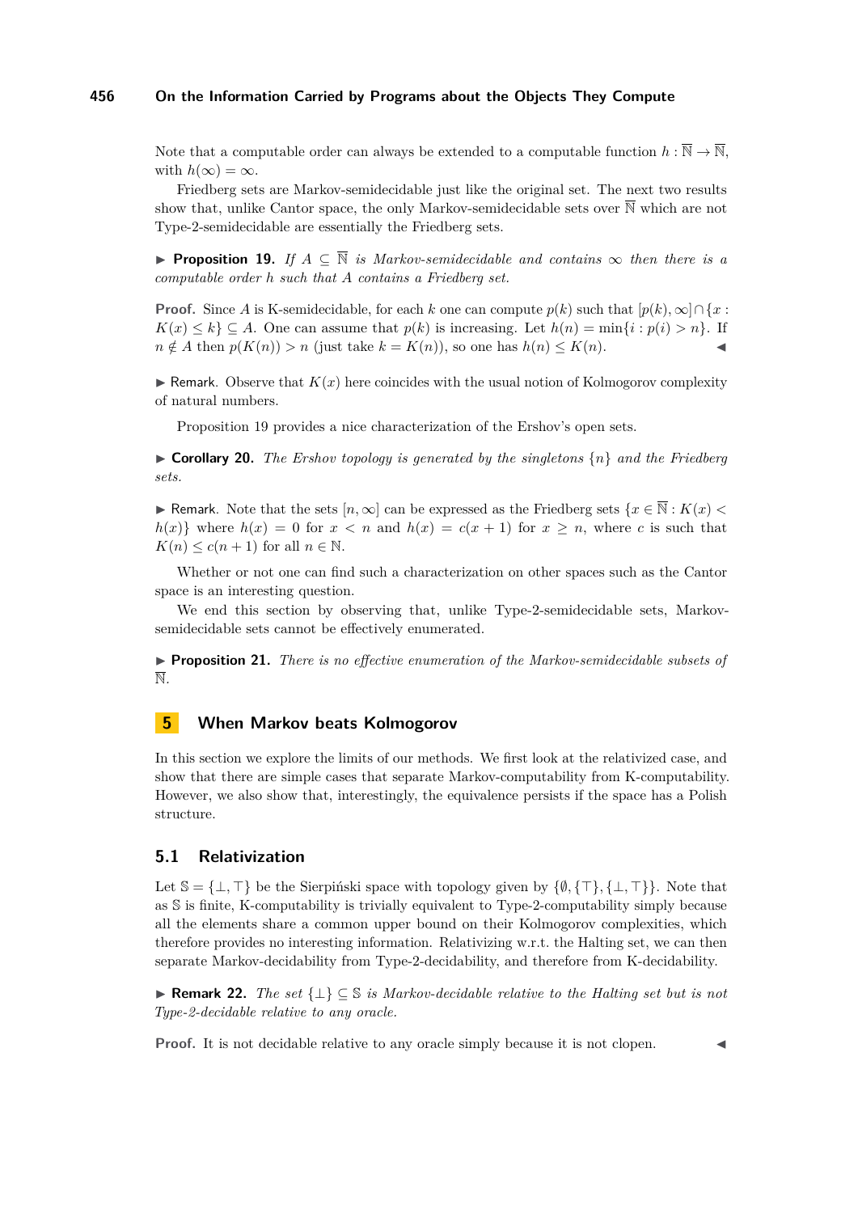Note that a computable order can always be extended to a computable function $h : \overline{\mathbb{N}} \to \overline{\mathbb{N}}$, with $h(\infty) = \infty$.

Friedberg sets are Markov-semidecidable just like the original set. The next two results show that, unlike Cantor space, the only Markov-semidecidable sets over $\overline{\mathbb{N}}$ which are not Type-2-semidecidable are essentially the Friedberg sets.

▶ **Proposition 19.** *If $A \subseteq \overline{\mathbb{N}}$ is Markov-semidecidable and contains $\infty$ then there is a computable order $h$ such that $A$ contains a Friedberg set.*

**Proof.** Since $A$ is K-semidecidable, for each $k$ one can compute $p(k)$ such that $[p(k), \infty] \cap \{x : K(x) \leq k\} \subseteq A$. One can assume that $p(k)$ is increasing. Let $h(n) = \min\{i : p(i) > n\}$. If $n \notin A$ then $p(K(n)) > n$ (just take $k = K(n)$), so one has $h(n) \leq K(n)$. ◀

▶ Remark. Observe that $K(x)$ here coincides with the usual notion of Kolmogorov complexity of natural numbers.

Proposition 19 provides a nice characterization of the Ershov's open sets.

▶ **Corollary 20.** *The Ershov topology is generated by the singletons $\{n\}$ and the Friedberg sets.*

▶ Remark. Note that the sets $[n, \infty]$ can be expressed as the Friedberg sets $\{x \in \overline{\mathbb{N}} : K(x) < h(x)\}$ where $h(x) = 0$ for $x < n$ and $h(x) = c(x + 1)$ for $x \geq n$, where $c$ is such that $K(n) \leq c(n + 1)$ for all $n \in \mathbb{N}$.

Whether or not one can find such a characterization on other spaces such as the Cantor space is an interesting question.

We end this section by observing that, unlike Type-2-semidecidable sets, Markov-semidecidable sets cannot be effectively enumerated.

▶ **Proposition 21.** *There is no effective enumeration of the Markov-semidecidable subsets of $\overline{\mathbb{N}}$.*

## 5 When Markov beats Kolmogorov

In this section we explore the limits of our methods. We first look at the relativized case, and show that there are simple cases that separate Markov-computability from K-computability. However, we also show that, interestingly, the equivalence persists if the space has a Polish structure.

### 5.1 Relativization

Let $\mathbb{S} = \{\bot, \top\}$ be the Sierpiński space with topology given by $\{\emptyset, \{\top\}, \{\bot, \top\}\}$. Note that as $\mathbb{S}$ is finite, K-computability is trivially equivalent to Type-2-computability simply because all the elements share a common upper bound on their Kolmogorov complexities, which therefore provides no interesting information. Relativizing w.r.t. the Halting set, we can then separate Markov-decidability from Type-2-decidability, and therefore from K-decidability.

▶ **Remark 22.** *The set $\{\bot\} \subseteq \mathbb{S}$ is Markov-decidable relative to the Halting set but is not Type-2-decidable relative to any oracle.*

**Proof.** It is not decidable relative to any oracle simply because it is not clopen. ◀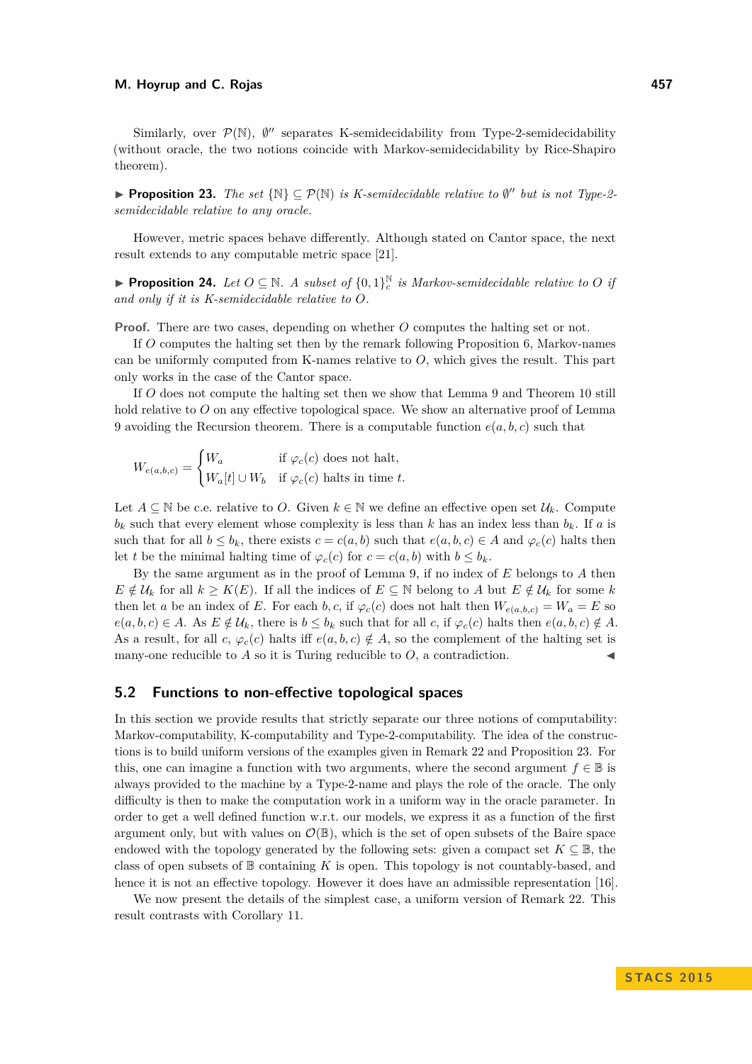Similarly, over $\mathcal{P}(\mathbb{N})$, $\emptyset''$ separates K-semidecidability from Type-2-semidecidability (without oracle, the two notions coincide with Markov-semidecidability by Rice-Shapiro theorem).

▶ **Proposition 23.** *The set $\{\mathbb{N}\} \subseteq \mathcal{P}(\mathbb{N})$ is K-semidecidable relative to $\emptyset''$ but is not Type-2-semidecidable relative to any oracle.*

However, metric spaces behave differently. Although stated on Cantor space, the next result extends to any computable metric space [21].

▶ **Proposition 24.** *Let $O \subseteq \mathbb{N}$. A subset of $\{0,1\}^{\mathbb{N}}_c$ is Markov-semidecidable relative to $O$ if and only if it is K-semidecidable relative to $O$.*

**Proof.** There are two cases, depending on whether $O$ computes the halting set or not.

If $O$ computes the halting set then by the remark following Proposition 6, Markov-names can be uniformly computed from K-names relative to $O$, which gives the result. This part only works in the case of the Cantor space.

If $O$ does not compute the halting set then we show that Lemma 9 and Theorem 10 still hold relative to $O$ on any effective topological space. We show an alternative proof of Lemma 9 avoiding the Recursion theorem. There is a computable function $e(a,b,c)$ such that

$$W_{e(a,b,c)} = \begin{cases} W_a & \text{if } \varphi_c(c) \text{ does not halt,} \\ W_a[t] \cup W_b & \text{if } \varphi_c(c) \text{ halts in time } t. \end{cases}$$

Let $A \subseteq \mathbb{N}$ be c.e. relative to $O$. Given $k \in \mathbb{N}$ we define an effective open set $\mathcal{U}_k$. Compute $b_k$ such that every element whose complexity is less than $k$ has an index less than $b_k$. If $a$ is such that for all $b \leq b_k$, there exists $c = c(a,b)$ such that $e(a,b,c) \in A$ and $\varphi_c(c)$ halts then let $t$ be the minimal halting time of $\varphi_c(c)$ for $c = c(a,b)$ with $b \leq b_k$.

By the same argument as in the proof of Lemma 9, if no index of $E$ belongs to $A$ then $E \notin \mathcal{U}_k$ for all $k \geq K(E)$. If all the indices of $E \subseteq \mathbb{N}$ belong to $A$ but $E \notin \mathcal{U}_k$ for some $k$ then let $a$ be an index of $E$. For each $b, c$, if $\varphi_c(c)$ does not halt then $W_{e(a,b,c)} = W_a = E$ so $e(a,b,c) \in A$. As $E \notin \mathcal{U}_k$, there is $b \leq b_k$ such that for all $c$, if $\varphi_c(c)$ halts then $e(a,b,c) \notin A$. As a result, for all $c$, $\varphi_c(c)$ halts iff $e(a,b,c) \notin A$, so the complement of the halting set is many-one reducible to $A$ so it is Turing reducible to $O$, a contradiction. ◀

## 5.2 Functions to non-effective topological spaces

In this section we provide results that strictly separate our three notions of computability: Markov-computability, K-computability and Type-2-computability. The idea of the constructions is to build uniform versions of the examples given in Remark 22 and Proposition 23. For this, one can imagine a function with two arguments, where the second argument $f \in \mathbb{B}$ is always provided to the machine by a Type-2-name and plays the role of the oracle. The only difficulty is then to make the computation work in a uniform way in the oracle parameter. In order to get a well defined function w.r.t. our models, we express it as a function of the first argument only, but with values on $\mathcal{O}(\mathbb{B})$, which is the set of open subsets of the Baire space endowed with the topology generated by the following sets: given a compact set $K \subseteq \mathbb{B}$, the class of open subsets of $\mathbb{B}$ containing $K$ is open. This topology is not countably-based, and hence it is not an effective topology. However it does have an admissible representation [16].

We now present the details of the simplest case, a uniform version of Remark 22. This result contrasts with Corollary 11.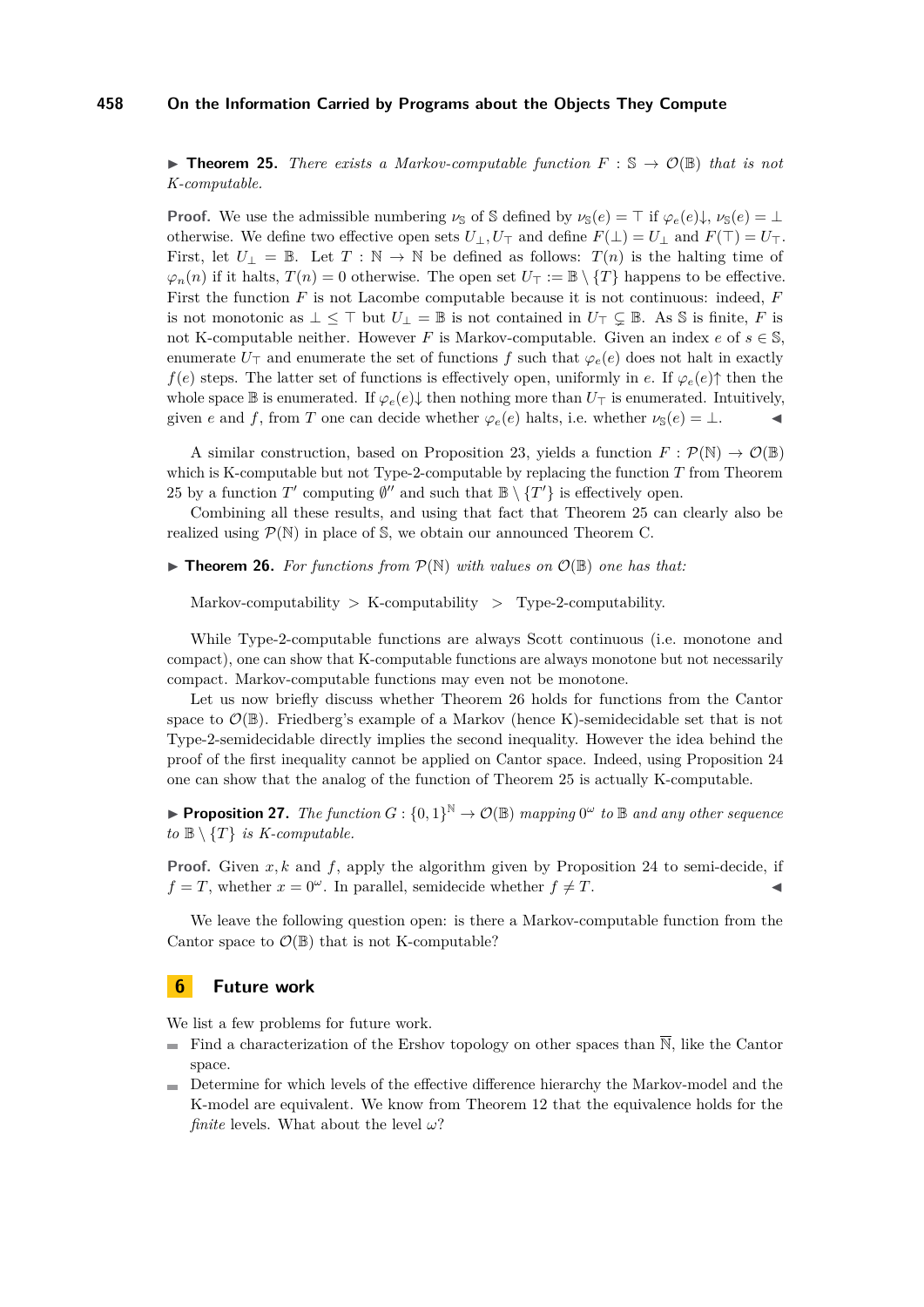**▶ Theorem 25.** *There exists a Markov-computable function $F : \mathbb{S} \to \mathcal{O}(\mathbb{B})$ that is not K-computable.*

**Proof.** We use the admissible numbering $\nu_{\mathbb{S}}$ of $\mathbb{S}$ defined by $\nu_{\mathbb{S}}(e) = \top$ if $\varphi_e(e)\downarrow$, $\nu_{\mathbb{S}}(e) = \bot$ otherwise. We define two effective open sets $U_\bot, U_\top$ and define $F(\bot) = U_\bot$ and $F(\top) = U_\top$. First, let $U_\bot = \mathbb{B}$. Let $T : \mathbb{N} \to \mathbb{N}$ be defined as follows: $T(n)$ is the halting time of $\varphi_n(n)$ if it halts, $T(n) = 0$ otherwise. The open set $U_\top := \mathbb{B} \setminus \{T\}$ happens to be effective. First the function $F$ is not Lacombe computable because it is not continuous: indeed, $F$ is not monotonic as $\bot \leq \top$ but $U_\bot = \mathbb{B}$ is not contained in $U_\top \subsetneq \mathbb{B}$. As $\mathbb{S}$ is finite, $F$ is not K-computable neither. However $F$ is Markov-computable. Given an index $e$ of $s \in \mathbb{S}$, enumerate $U_\top$ and enumerate the set of functions $f$ such that $\varphi_e(e)$ does not halt in exactly $f(e)$ steps. The latter set of functions is effectively open, uniformly in $e$. If $\varphi_e(e)\uparrow$ then the whole space $\mathbb{B}$ is enumerated. If $\varphi_e(e)\downarrow$ then nothing more than $U_\top$ is enumerated. Intuitively, given $e$ and $f$, from $T$ one can decide whether $\varphi_e(e)$ halts, i.e. whether $\nu_{\mathbb{S}}(e) = \bot$. ◀

A similar construction, based on Proposition 23, yields a function $F : \mathcal{P}(\mathbb{N}) \to \mathcal{O}(\mathbb{B})$ which is K-computable but not Type-2-computable by replacing the function $T$ from Theorem 25 by a function $T'$ computing $\emptyset''$ and such that $\mathbb{B} \setminus \{T'\}$ is effectively open.

Combining all these results, and using that fact that Theorem 25 can clearly also be realized using $\mathcal{P}(\mathbb{N})$ in place of $\mathbb{S}$, we obtain our announced Theorem C.

**▶ Theorem 26.** *For functions from $\mathcal{P}(\mathbb{N})$ with values on $\mathcal{O}(\mathbb{B})$ one has that:*

Markov-computability $>$ K-computability $>$ Type-2-computability.

While Type-2-computable functions are always Scott continuous (i.e. monotone and compact), one can show that K-computable functions are always monotone but not necessarily compact. Markov-computable functions may even not be monotone.

Let us now briefly discuss whether Theorem 26 holds for functions from the Cantor space to $\mathcal{O}(\mathbb{B})$. Friedberg's example of a Markov (hence K)-semidecidable set that is not Type-2-semidecidable directly implies the second inequality. However the idea behind the proof of the first inequality cannot be applied on Cantor space. Indeed, using Proposition 24 one can show that the analog of the function of Theorem 25 is actually K-computable.

**▶ Proposition 27.** *The function $G : \{0,1\}^{\mathbb{N}} \to \mathcal{O}(\mathbb{B})$ mapping $0^\omega$ to $\mathbb{B}$ and any other sequence to $\mathbb{B} \setminus \{T\}$ is K-computable.*

**Proof.** Given $x, k$ and $f$, apply the algorithm given by Proposition 24 to semi-decide, if $f = T$, whether $x = 0^\omega$. In parallel, semidecide whether $f \neq T$. ◀

We leave the following question open: is there a Markov-computable function from the Cantor space to $\mathcal{O}(\mathbb{B})$ that is not K-computable?

## 6 Future work

We list a few problems for future work.

- Find a characterization of the Ershov topology on other spaces than $\overline{\mathbb{N}}$, like the Cantor space.
- Determine for which levels of the effective difference hierarchy the Markov-model and the K-model are equivalent. We know from Theorem 12 that the equivalence holds for the *finite* levels. What about the level $\omega$?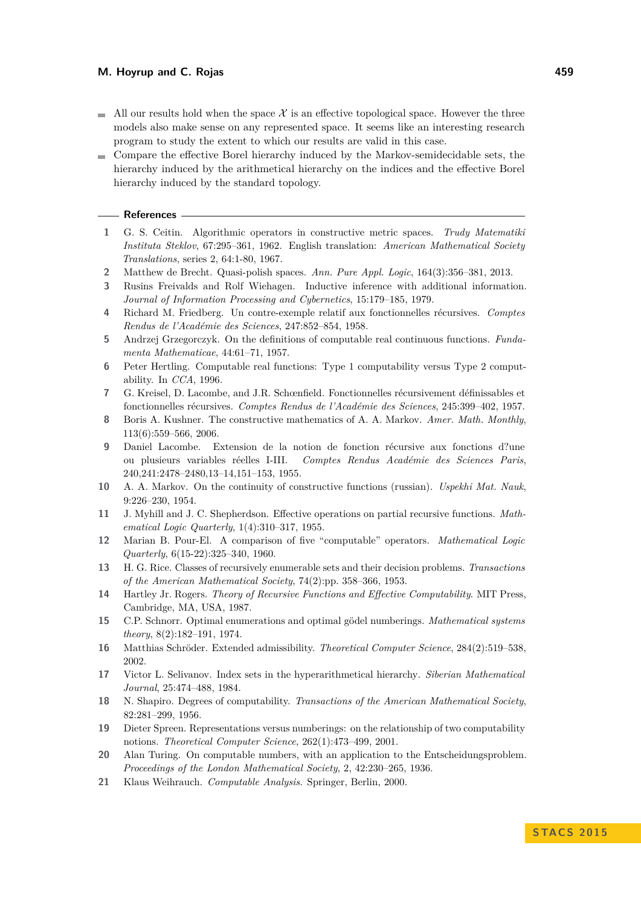- All our results hold when the space $\mathcal{X}$ is an effective topological space. However the three models also make sense on any represented space. It seems like an interesting research program to study the extent to which our results are valid in this case.
- Compare the effective Borel hierarchy induced by the Markov-semidecidable sets, the hierarchy induced by the arithmetical hierarchy on the indices and the effective Borel hierarchy induced by the standard topology.

## References

1. G. S. Ceitin. Algorithmic operators in constructive metric spaces. *Trudy Matematiki Instituta Steklov*, 67:295–361, 1962. English translation: *American Mathematical Society Translations*, series 2, 64:1-80, 1967.
2. Matthew de Brecht. Quasi-polish spaces. *Ann. Pure Appl. Logic*, 164(3):356–381, 2013.
3. Rusins Freivalds and Rolf Wiehagen. Inductive inference with additional information. *Journal of Information Processing and Cybernetics*, 15:179–185, 1979.
4. Richard M. Friedberg. Un contre-exemple relatif aux fonctionnelles récursives. *Comptes Rendus de l'Académie des Sciences*, 247:852–854, 1958.
5. Andrzej Grzegorczyk. On the definitions of computable real continuous functions. *Fundamenta Mathematicae*, 44:61–71, 1957.
6. Peter Hertling. Computable real functions: Type 1 computability versus Type 2 computability. In *CCA*, 1996.
7. G. Kreisel, D. Lacombe, and J.R. Schœnfield. Fonctionnelles récursivement définissables et fonctionnelles récursives. *Comptes Rendus de l'Académie des Sciences*, 245:399–402, 1957.
8. Boris A. Kushner. The constructive mathematics of A. A. Markov. *Amer. Math. Monthly*, 113(6):559–566, 2006.
9. Daniel Lacombe. Extension de la notion de fonction récursive aux fonctions d?une ou plusieurs variables réelles I-III. *Comptes Rendus Académie des Sciences Paris*, 240,241:2478–2480,13–14,151–153, 1955.
10. A. A. Markov. On the continuity of constructive functions (russian). *Uspekhi Mat. Nauk*, 9:226–230, 1954.
11. J. Myhill and J. C. Shepherdson. Effective operations on partial recursive functions. *Mathematical Logic Quarterly*, 1(4):310–317, 1955.
12. Marian B. Pour-El. A comparison of five "computable" operators. *Mathematical Logic Quarterly*, 6(15-22):325–340, 1960.
13. H. G. Rice. Classes of recursively enumerable sets and their decision problems. *Transactions of the American Mathematical Society*, 74(2):pp. 358–366, 1953.
14. Hartley Jr. Rogers. *Theory of Recursive Functions and Effective Computability*. MIT Press, Cambridge, MA, USA, 1987.
15. C.P. Schnorr. Optimal enumerations and optimal gödel numberings. *Mathematical systems theory*, 8(2):182–191, 1974.
16. Matthias Schröder. Extended admissibility. *Theoretical Computer Science*, 284(2):519–538, 2002.
17. Victor L. Selivanov. Index sets in the hyperarithmetical hierarchy. *Siberian Mathematical Journal*, 25:474–488, 1984.
18. N. Shapiro. Degrees of computability. *Transactions of the American Mathematical Society*, 82:281–299, 1956.
19. Dieter Spreen. Representations versus numberings: on the relationship of two computability notions. *Theoretical Computer Science*, 262(1):473–499, 2001.
20. Alan Turing. On computable numbers, with an application to the Entscheidungsproblem. *Proceedings of the London Mathematical Society*, 2, 42:230–265, 1936.
21. Klaus Weihrauch. *Computable Analysis*. Springer, Berlin, 2000.